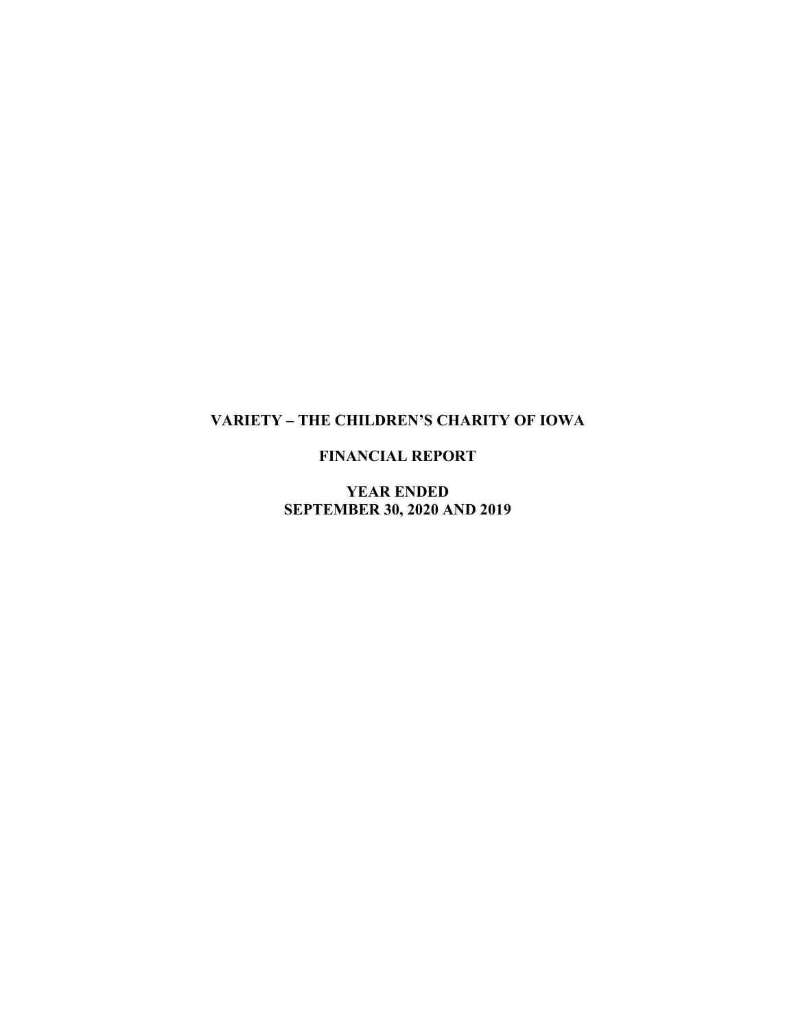# VARIETY – THE CHILDREN'S CHARITY OF IOWA

## FINANCIAL REPORT

## YEAR ENDED
## SEPTEMBER 30, 2020 AND 2019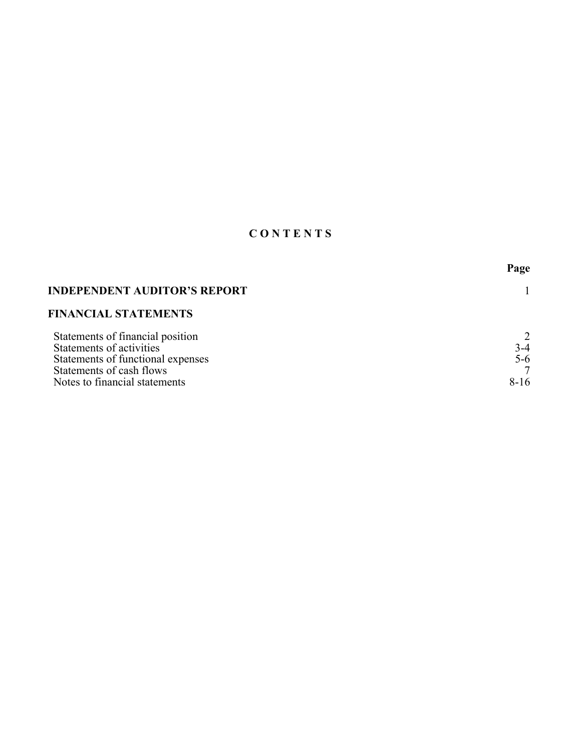# C O N T E N T S

| | Page |
|---|---|
| **INDEPENDENT AUDITOR'S REPORT** | 1 |
| **FINANCIAL STATEMENTS** | |
| Statements of financial position | 2 |
| Statements of activities | 3-4 |
| Statements of functional expenses | 5-6 |
| Statements of cash flows | 7 |
| Notes to financial statements | 8-16 |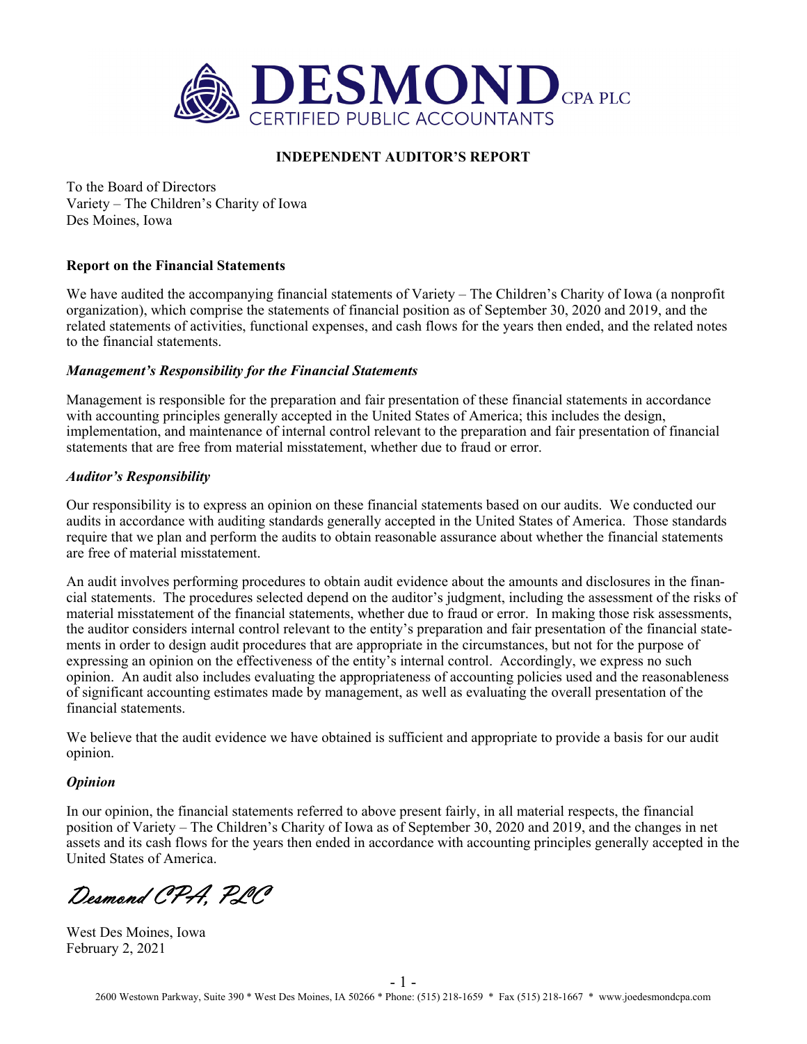# DESMOND CPA PLC
CERTIFIED PUBLIC ACCOUNTANTS

## INDEPENDENT AUDITOR'S REPORT

To the Board of Directors
Variety – The Children's Charity of Iowa
Des Moines, Iowa

### Report on the Financial Statements

We have audited the accompanying financial statements of Variety – The Children's Charity of Iowa (a nonprofit organization), which comprise the statements of financial position as of September 30, 2020 and 2019, and the related statements of activities, functional expenses, and cash flows for the years then ended, and the related notes to the financial statements.

#### *Management's Responsibility for the Financial Statements*

Management is responsible for the preparation and fair presentation of these financial statements in accordance with accounting principles generally accepted in the United States of America; this includes the design, implementation, and maintenance of internal control relevant to the preparation and fair presentation of financial statements that are free from material misstatement, whether due to fraud or error.

#### *Auditor's Responsibility*

Our responsibility is to express an opinion on these financial statements based on our audits. We conducted our audits in accordance with auditing standards generally accepted in the United States of America. Those standards require that we plan and perform the audits to obtain reasonable assurance about whether the financial statements are free of material misstatement.

An audit involves performing procedures to obtain audit evidence about the amounts and disclosures in the financial statements. The procedures selected depend on the auditor's judgment, including the assessment of the risks of material misstatement of the financial statements, whether due to fraud or error. In making those risk assessments, the auditor considers internal control relevant to the entity's preparation and fair presentation of the financial statements in order to design audit procedures that are appropriate in the circumstances, but not for the purpose of expressing an opinion on the effectiveness of the entity's internal control. Accordingly, we express no such opinion. An audit also includes evaluating the appropriateness of accounting policies used and the reasonableness of significant accounting estimates made by management, as well as evaluating the overall presentation of the financial statements.

We believe that the audit evidence we have obtained is sufficient and appropriate to provide a basis for our audit opinion.

#### *Opinion*

In our opinion, the financial statements referred to above present fairly, in all material respects, the financial position of Variety – The Children's Charity of Iowa as of September 30, 2020 and 2019, and the changes in net assets and its cash flows for the years then ended in accordance with accounting principles generally accepted in the United States of America.

*Desmond CPA, PLC*

West Des Moines, Iowa
February 2, 2021

2600 Westown Parkway, Suite 390 * West Des Moines, IA 50266 * Phone: (515) 218-1659 * Fax (515) 218-1667 * www.joedesmondcpa.com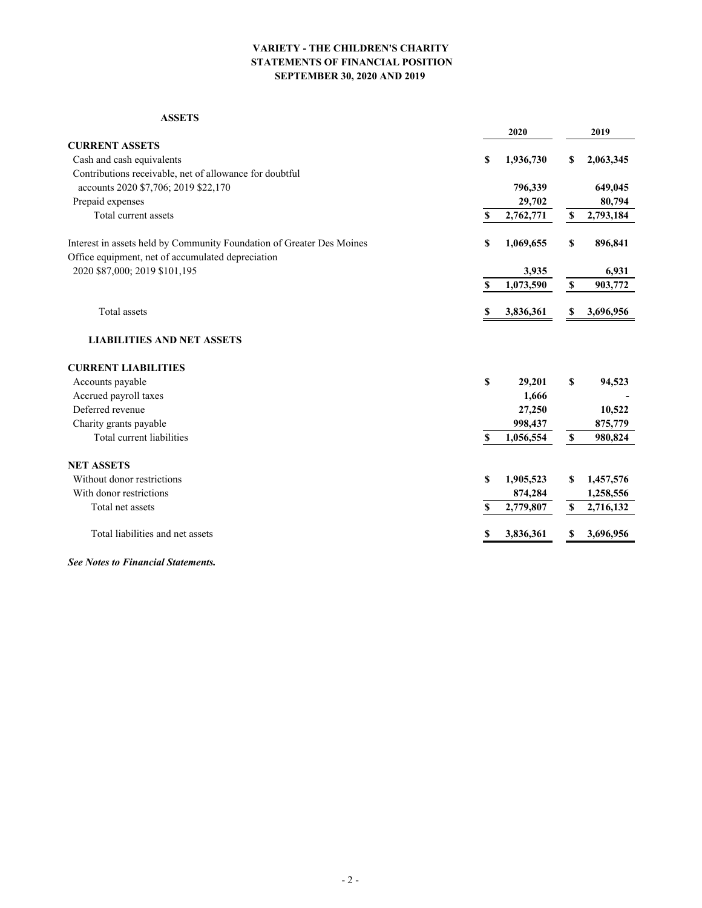# VARIETY - THE CHILDREN'S CHARITY
## STATEMENTS OF FINANCIAL POSITION
## SEPTEMBER 30, 2020 AND 2019

**ASSETS**

| | 2020 | 2019 |
|---|---|---|
| **CURRENT ASSETS** | | |
| Cash and cash equivalents | $ 1,936,730 | $ 2,063,345 |
| Contributions receivable, net of allowance for doubtful accounts 2020 $7,706; 2019 $22,170 | 796,339 | 649,045 |
| Prepaid expenses | 29,702 | 80,794 |
| Total current assets | $ 2,762,771 | $ 2,793,184 |
| Interest in assets held by Community Foundation of Greater Des Moines | $ 1,069,655 | $ 896,841 |
| Office equipment, net of accumulated depreciation 2020 $87,000; 2019 $101,195 | 3,935 | 6,931 |
| | $ 1,073,590 | $ 903,772 |
| Total assets | $ 3,836,361 | $ 3,696,956 |
| **LIABILITIES AND NET ASSETS** | | |
| **CURRENT LIABILITIES** | | |
| Accounts payable | $ 29,201 | $ 94,523 |
| Accrued payroll taxes | 1,666 | - |
| Deferred revenue | 27,250 | 10,522 |
| Charity grants payable | 998,437 | 875,779 |
| Total current liabilities | $ 1,056,554 | $ 980,824 |
| **NET ASSETS** | | |
| Without donor restrictions | $ 1,905,523 | $ 1,457,576 |
| With donor restrictions | 874,284 | 1,258,556 |
| Total net assets | $ 2,779,807 | $ 2,716,132 |
| Total liabilities and net assets | $ 3,836,361 | $ 3,696,956 |

***See Notes to Financial Statements.***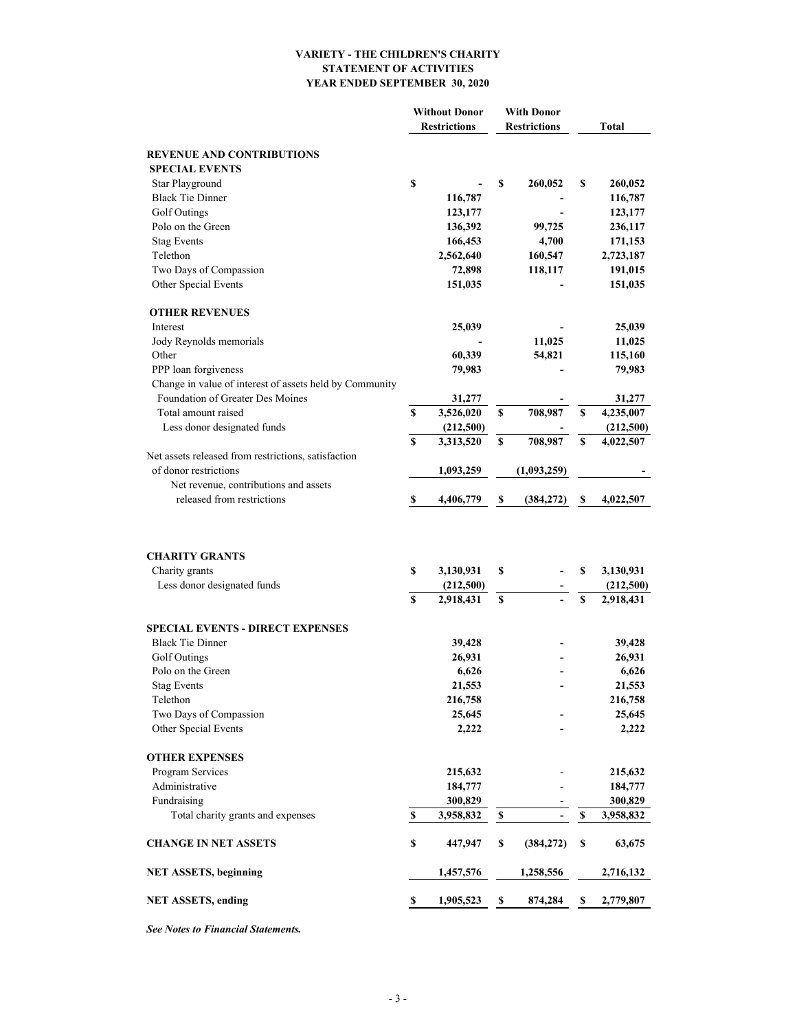**VARIETY - THE CHILDREN'S CHARITY**
**STATEMENT OF ACTIVITIES**
**YEAR ENDED SEPTEMBER 30, 2020**

| | Without Donor Restrictions | With Donor Restrictions | Total |
|---|---|---|---|
| **REVENUE AND CONTRIBUTIONS** | | | |
| **SPECIAL EVENTS** | | | |
| Star Playground | $ - | $ 260,052 | $ 260,052 |
| Black Tie Dinner | 116,787 | - | 116,787 |
| Golf Outings | 123,177 | - | 123,177 |
| Polo on the Green | 136,392 | 99,725 | 236,117 |
| Stag Events | 166,453 | 4,700 | 171,153 |
| Telethon | 2,562,640 | 160,547 | 2,723,187 |
| Two Days of Compassion | 72,898 | 118,117 | 191,015 |
| Other Special Events | 151,035 | - | 151,035 |
| **OTHER REVENUES** | | | |
| Interest | 25,039 | - | 25,039 |
| Jody Reynolds memorials | - | 11,025 | 11,025 |
| Other | 60,339 | 54,821 | 115,160 |
| PPP loan forgiveness | 79,983 | - | 79,983 |
| Change in value of interest of assets held by Community Foundation of Greater Des Moines | 31,277 | - | 31,277 |
| Total amount raised | $ 3,526,020 | $ 708,987 | $ 4,235,007 |
| Less donor designated funds | (212,500) | - | (212,500) |
| | $ 3,313,520 | $ 708,987 | $ 4,022,507 |
| Net assets released from restrictions, satisfaction of donor restrictions | 1,093,259 | (1,093,259) | - |
| Net revenue, contributions and assets released from restrictions | $ 4,406,779 | $ (384,272) | $ 4,022,507 |
| **CHARITY GRANTS** | | | |
| Charity grants | $ 3,130,931 | $ - | $ 3,130,931 |
| Less donor designated funds | (212,500) | - | (212,500) |
| | $ 2,918,431 | $ - | $ 2,918,431 |
| **SPECIAL EVENTS - DIRECT EXPENSES** | | | |
| Black Tie Dinner | 39,428 | - | 39,428 |
| Golf Outings | 26,931 | - | 26,931 |
| Polo on the Green | 6,626 | - | 6,626 |
| Stag Events | 21,553 | - | 21,553 |
| Telethon | 216,758 | | 216,758 |
| Two Days of Compassion | 25,645 | - | 25,645 |
| Other Special Events | 2,222 | - | 2,222 |
| **OTHER EXPENSES** | | | |
| Program Services | 215,632 | - | 215,632 |
| Administrative | 184,777 | - | 184,777 |
| Fundraising | 300,829 | - | 300,829 |
| Total charity grants and expenses | $ 3,958,832 | $ - | $ 3,958,832 |
| **CHANGE IN NET ASSETS** | $ 447,947 | $ (384,272) | $ 63,675 |
| **NET ASSETS, beginning** | 1,457,576 | 1,258,556 | 2,716,132 |
| **NET ASSETS, ending** | $ 1,905,523 | $ 874,284 | $ 2,779,807 |

***See Notes to Financial Statements.***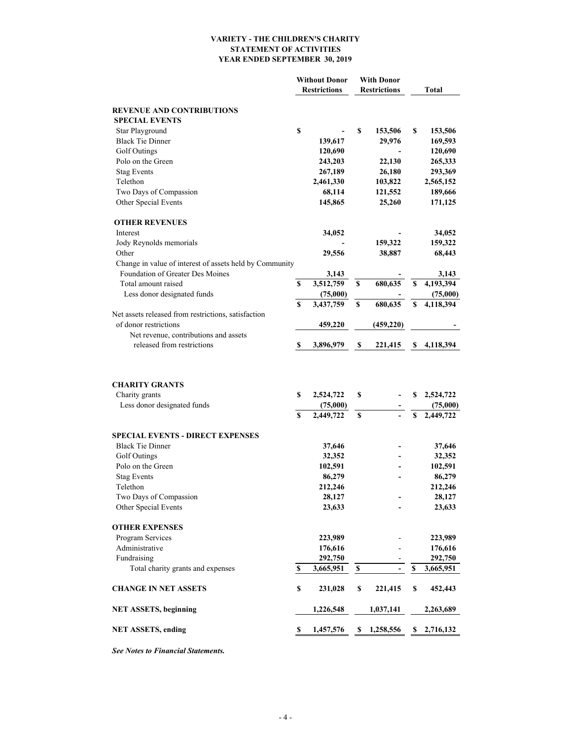# VARIETY - THE CHILDREN'S CHARITY
## STATEMENT OF ACTIVITIES
## YEAR ENDED SEPTEMBER 30, 2019

| | Without Donor Restrictions | With Donor Restrictions | Total |
|---|---|---|---|
| **REVENUE AND CONTRIBUTIONS** | | | |
| **SPECIAL EVENTS** | | | |
| Star Playground | $ - | $ 153,506 | $ 153,506 |
| Black Tie Dinner | 139,617 | 29,976 | 169,593 |
| Golf Outings | 120,690 | - | 120,690 |
| Polo on the Green | 243,203 | 22,130 | 265,333 |
| Stag Events | 267,189 | 26,180 | 293,369 |
| Telethon | 2,461,330 | 103,822 | 2,565,152 |
| Two Days of Compassion | 68,114 | 121,552 | 189,666 |
| Other Special Events | 145,865 | 25,260 | 171,125 |
| **OTHER REVENUES** | | | |
| Interest | 34,052 | - | 34,052 |
| Jody Reynolds memorials | - | 159,322 | 159,322 |
| Other | 29,556 | 38,887 | 68,443 |
| Change in value of interest of assets held by Community Foundation of Greater Des Moines | 3,143 | - | 3,143 |
| Total amount raised | $ 3,512,759 | $ 680,635 | $ 4,193,394 |
| Less donor designated funds | (75,000) | - | (75,000) |
| | $ 3,437,759 | $ 680,635 | $ 4,118,394 |
| Net assets released from restrictions, satisfaction of donor restrictions | 459,220 | (459,220) | - |
| Net revenue, contributions and assets released from restrictions | $ 3,896,979 | $ 221,415 | $ 4,118,394 |
| **CHARITY GRANTS** | | | |
| Charity grants | $ 2,524,722 | $ - | $ 2,524,722 |
| Less donor designated funds | (75,000) | - | (75,000) |
| | $ 2,449,722 | $ - | $ 2,449,722 |
| **SPECIAL EVENTS - DIRECT EXPENSES** | | | |
| Black Tie Dinner | 37,646 | - | 37,646 |
| Golf Outings | 32,352 | - | 32,352 |
| Polo on the Green | 102,591 | - | 102,591 |
| Stag Events | 86,279 | - | 86,279 |
| Telethon | 212,246 | | 212,246 |
| Two Days of Compassion | 28,127 | - | 28,127 |
| Other Special Events | 23,633 | - | 23,633 |
| **OTHER EXPENSES** | | | |
| Program Services | 223,989 | - | 223,989 |
| Administrative | 176,616 | - | 176,616 |
| Fundraising | 292,750 | - | 292,750 |
| Total charity grants and expenses | $ 3,665,951 | $ - | $ 3,665,951 |
| **CHANGE IN NET ASSETS** | $ 231,028 | $ 221,415 | $ 452,443 |
| **NET ASSETS, beginning** | 1,226,548 | 1,037,141 | 2,263,689 |
| **NET ASSETS, ending** | $ 1,457,576 | $ 1,258,556 | $ 2,716,132 |

***See Notes to Financial Statements.***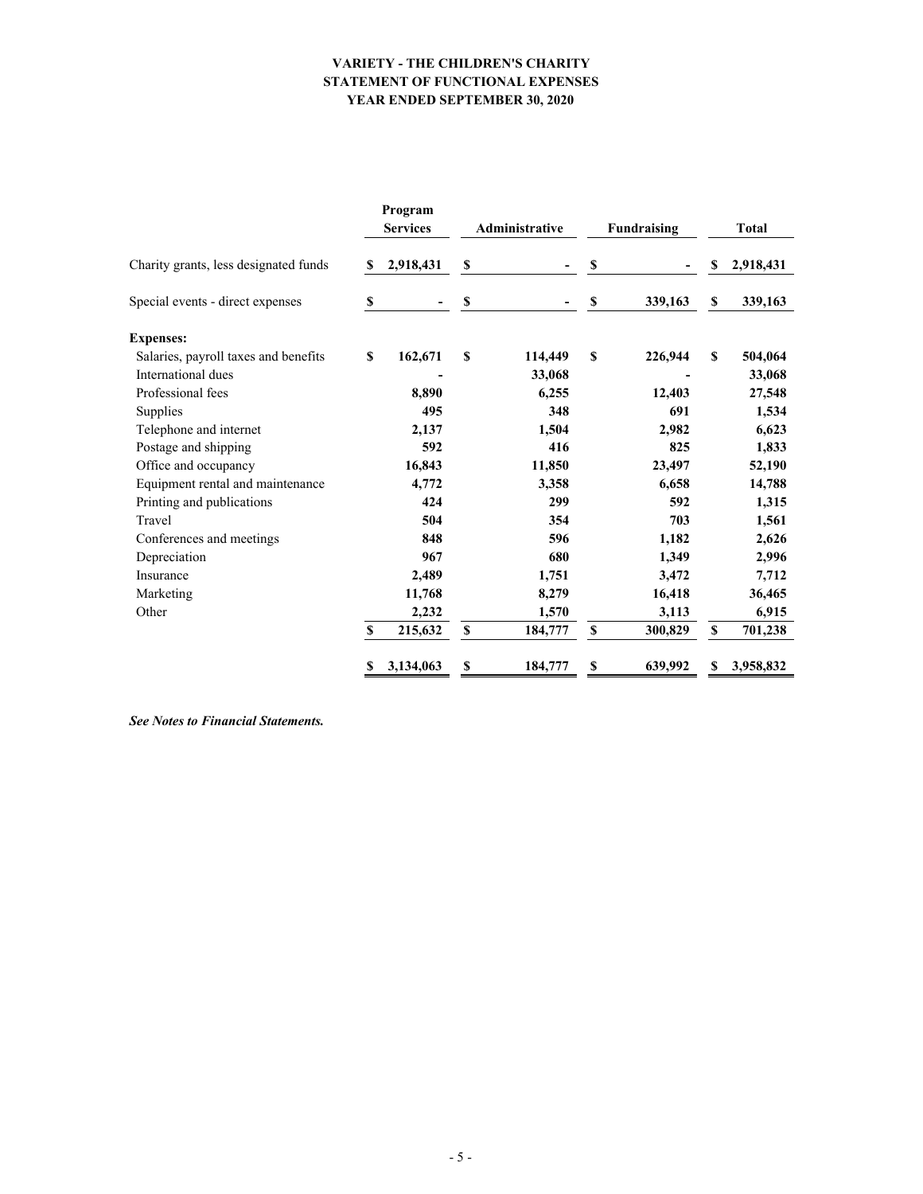# VARIETY - THE CHILDREN'S CHARITY
## STATEMENT OF FUNCTIONAL EXPENSES
### YEAR ENDED SEPTEMBER 30, 2020

| | Program Services | Administrative | Fundraising | Total |
|---|---|---|---|---|
| Charity grants, less designated funds | $ 2,918,431 | $ - | $ - | $ 2,918,431 |
| Special events - direct expenses | $ - | $ - | $ 339,163 | $ 339,163 |
| **Expenses:** | | | | |
| Salaries, payroll taxes and benefits | $ 162,671 | $ 114,449 | $ 226,944 | $ 504,064 |
| International dues | - | 33,068 | - | 33,068 |
| Professional fees | 8,890 | 6,255 | 12,403 | 27,548 |
| Supplies | 495 | 348 | 691 | 1,534 |
| Telephone and internet | 2,137 | 1,504 | 2,982 | 6,623 |
| Postage and shipping | 592 | 416 | 825 | 1,833 |
| Office and occupancy | 16,843 | 11,850 | 23,497 | 52,190 |
| Equipment rental and maintenance | 4,772 | 3,358 | 6,658 | 14,788 |
| Printing and publications | 424 | 299 | 592 | 1,315 |
| Travel | 504 | 354 | 703 | 1,561 |
| Conferences and meetings | 848 | 596 | 1,182 | 2,626 |
| Depreciation | 967 | 680 | 1,349 | 2,996 |
| Insurance | 2,489 | 1,751 | 3,472 | 7,712 |
| Marketing | 11,768 | 8,279 | 16,418 | 36,465 |
| Other | 2,232 | 1,570 | 3,113 | 6,915 |
| | $ 215,632 | $ 184,777 | $ 300,829 | $ 701,238 |
| | $ 3,134,063 | $ 184,777 | $ 639,992 | $ 3,958,832 |

***See Notes to Financial Statements.***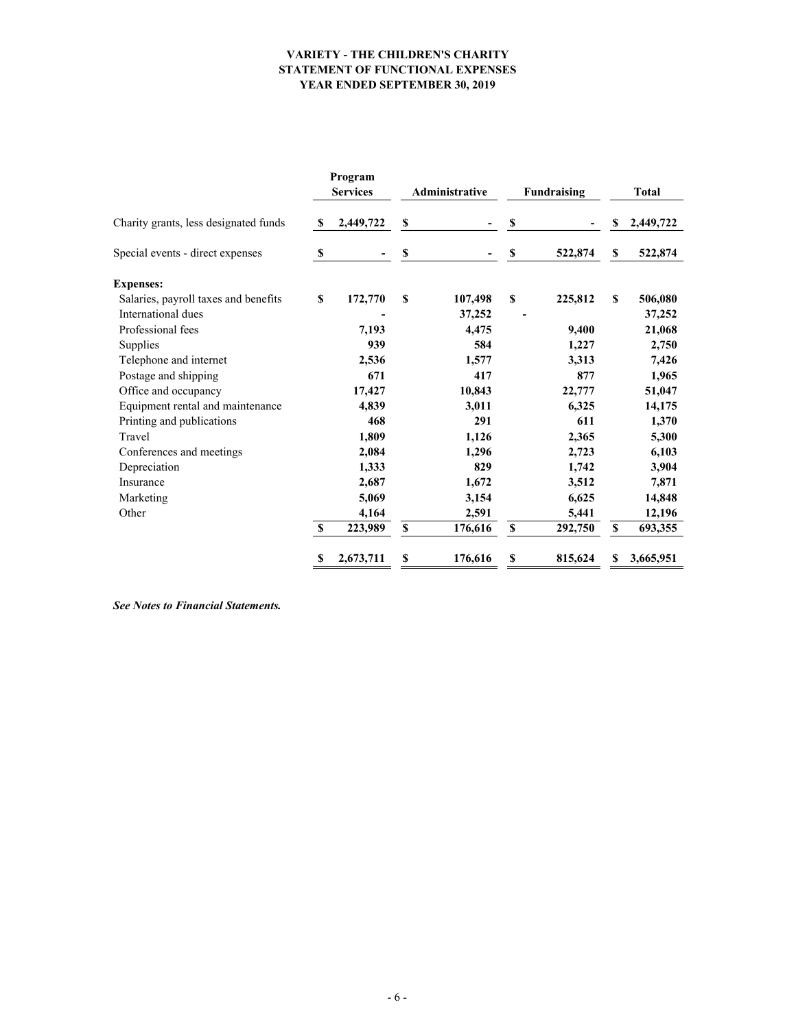# VARIETY - THE CHILDREN'S CHARITY
## STATEMENT OF FUNCTIONAL EXPENSES
### YEAR ENDED SEPTEMBER 30, 2019

| | Program Services | Administrative | Fundraising | Total |
|---|---|---|---|---|
| Charity grants, less designated funds | $ 2,449,722 | $ - | $ - | $ 2,449,722 |
| Special events - direct expenses | $ - | $ - | $ 522,874 | $ 522,874 |
| **Expenses:** | | | | |
| Salaries, payroll taxes and benefits | $ 172,770 | $ 107,498 | $ 225,812 | $ 506,080 |
| International dues | - | 37,252 | - | 37,252 |
| Professional fees | 7,193 | 4,475 | 9,400 | 21,068 |
| Supplies | 939 | 584 | 1,227 | 2,750 |
| Telephone and internet | 2,536 | 1,577 | 3,313 | 7,426 |
| Postage and shipping | 671 | 417 | 877 | 1,965 |
| Office and occupancy | 17,427 | 10,843 | 22,777 | 51,047 |
| Equipment rental and maintenance | 4,839 | 3,011 | 6,325 | 14,175 |
| Printing and publications | 468 | 291 | 611 | 1,370 |
| Travel | 1,809 | 1,126 | 2,365 | 5,300 |
| Conferences and meetings | 2,084 | 1,296 | 2,723 | 6,103 |
| Depreciation | 1,333 | 829 | 1,742 | 3,904 |
| Insurance | 2,687 | 1,672 | 3,512 | 7,871 |
| Marketing | 5,069 | 3,154 | 6,625 | 14,848 |
| Other | 4,164 | 2,591 | 5,441 | 12,196 |
| | $ 223,989 | $ 176,616 | $ 292,750 | $ 693,355 |
| | $ 2,673,711 | $ 176,616 | $ 815,624 | $ 3,665,951 |

***See Notes to Financial Statements.***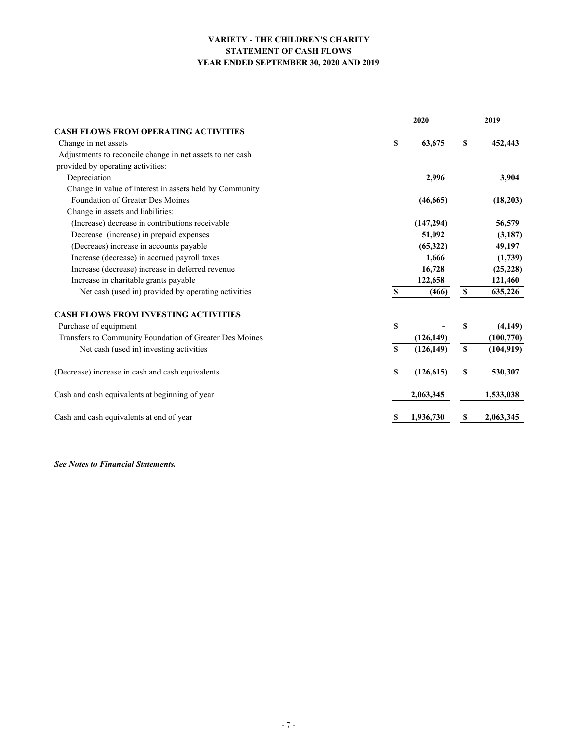**VARIETY - THE CHILDREN'S CHARITY**
**STATEMENT OF CASH FLOWS**
**YEAR ENDED SEPTEMBER 30, 2020 AND 2019**

| | 2020 | 2019 |
|---|---|---|
| **CASH FLOWS FROM OPERATING ACTIVITIES** | | |
| Change in net assets | $ 63,675 | $ 452,443 |
| Adjustments to reconcile change in net assets to net cash provided by operating activities: | | |
| Depreciation | 2,996 | 3,904 |
| Change in value of interest in assets held by Community Foundation of Greater Des Moines | (46,665) | (18,203) |
| Change in assets and liabilities: | | |
| (Increase) decrease in contributions receivable | (147,294) | 56,579 |
| Decrease (increase) in prepaid expenses | 51,092 | (3,187) |
| (Decreaes) increase in accounts payable | (65,322) | 49,197 |
| Increase (decrease) in accrued payroll taxes | 1,666 | (1,739) |
| Increase (decrease) increase in deferred revenue | 16,728 | (25,228) |
| Increase in charitable grants payable | 122,658 | 121,460 |
| Net cash (used in) provided by operating activities | $ (466) | $ 635,226 |
| **CASH FLOWS FROM INVESTING ACTIVITIES** | | |
| Purchase of equipment | $ - | $ (4,149) |
| Transfers to Community Foundation of Greater Des Moines | (126,149) | (100,770) |
| Net cash (used in) investing activities | $ (126,149) | $ (104,919) |
| (Decrease) increase in cash and cash equivalents | $ (126,615) | $ 530,307 |
| Cash and cash equivalents at beginning of year | 2,063,345 | 1,533,038 |
| Cash and cash equivalents at end of year | $ 1,936,730 | $ 2,063,345 |

***See Notes to Financial Statements.***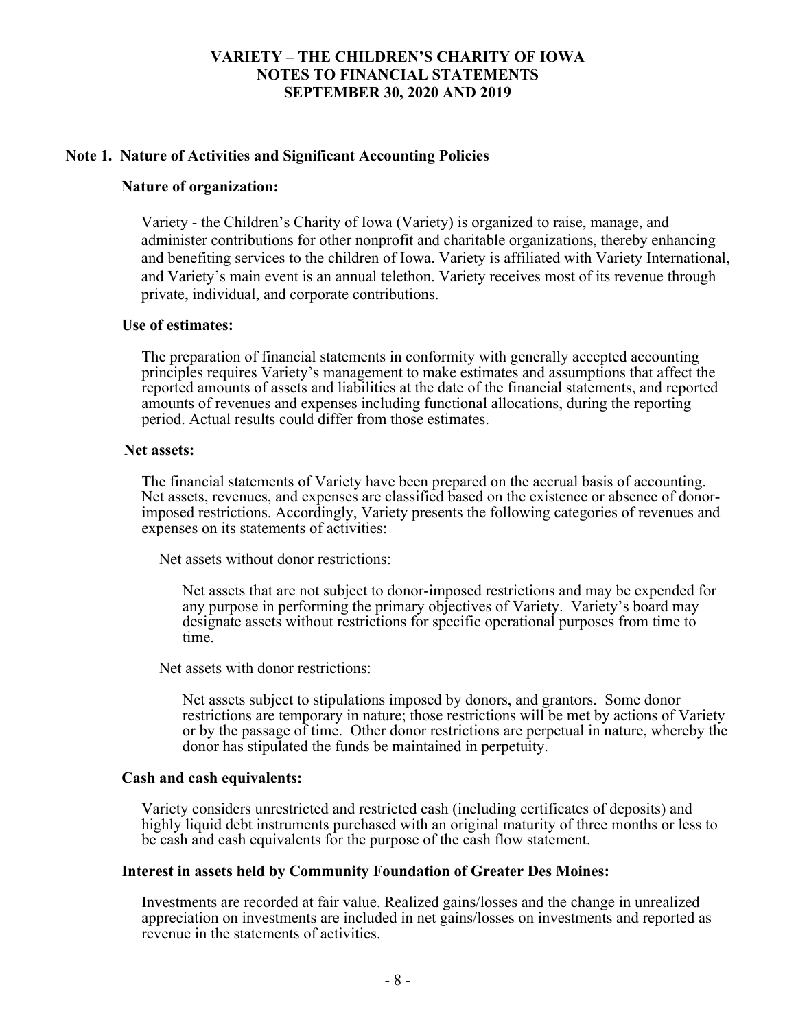# VARIETY – THE CHILDREN'S CHARITY OF IOWA
# NOTES TO FINANCIAL STATEMENTS
# SEPTEMBER 30, 2020 AND 2019

## Note 1. Nature of Activities and Significant Accounting Policies

### Nature of organization:

Variety - the Children's Charity of Iowa (Variety) is organized to raise, manage, and administer contributions for other nonprofit and charitable organizations, thereby enhancing and benefiting services to the children of Iowa. Variety is affiliated with Variety International, and Variety's main event is an annual telethon. Variety receives most of its revenue through private, individual, and corporate contributions.

### Use of estimates:

The preparation of financial statements in conformity with generally accepted accounting principles requires Variety's management to make estimates and assumptions that affect the reported amounts of assets and liabilities at the date of the financial statements, and reported amounts of revenues and expenses including functional allocations, during the reporting period. Actual results could differ from those estimates.

### Net assets:

The financial statements of Variety have been prepared on the accrual basis of accounting. Net assets, revenues, and expenses are classified based on the existence or absence of donor-imposed restrictions. Accordingly, Variety presents the following categories of revenues and expenses on its statements of activities:

Net assets without donor restrictions:

Net assets that are not subject to donor-imposed restrictions and may be expended for any purpose in performing the primary objectives of Variety. Variety's board may designate assets without restrictions for specific operational purposes from time to time.

Net assets with donor restrictions:

Net assets subject to stipulations imposed by donors, and grantors. Some donor restrictions are temporary in nature; those restrictions will be met by actions of Variety or by the passage of time. Other donor restrictions are perpetual in nature, whereby the donor has stipulated the funds be maintained in perpetuity.

### Cash and cash equivalents:

Variety considers unrestricted and restricted cash (including certificates of deposits) and highly liquid debt instruments purchased with an original maturity of three months or less to be cash and cash equivalents for the purpose of the cash flow statement.

### Interest in assets held by Community Foundation of Greater Des Moines:

Investments are recorded at fair value. Realized gains/losses and the change in unrealized appreciation on investments are included in net gains/losses on investments and reported as revenue in the statements of activities.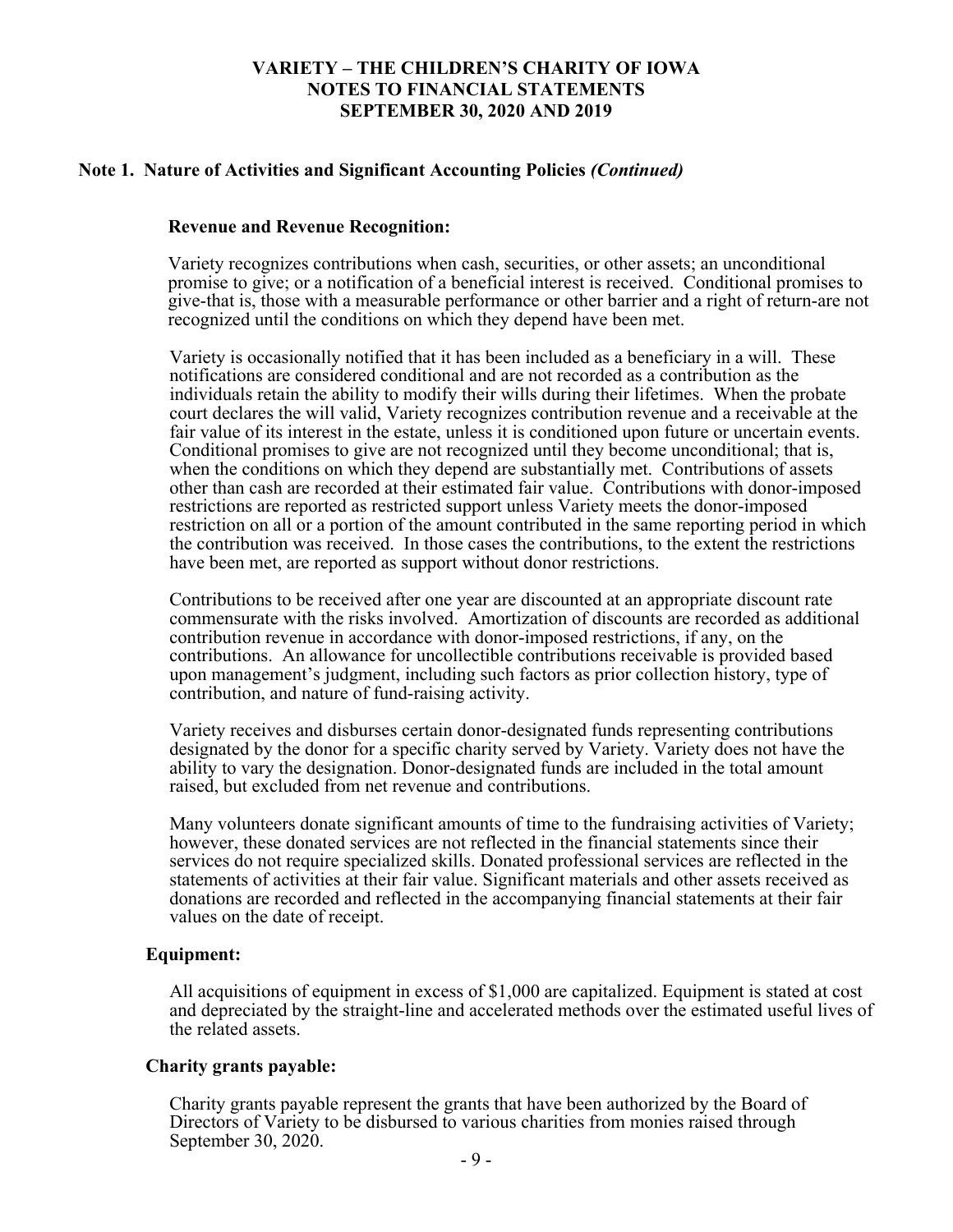# VARIETY – THE CHILDREN'S CHARITY OF IOWA
# NOTES TO FINANCIAL STATEMENTS
# SEPTEMBER 30, 2020 AND 2019

## Note 1. Nature of Activities and Significant Accounting Policies *(Continued)*

### Revenue and Revenue Recognition:

Variety recognizes contributions when cash, securities, or other assets; an unconditional promise to give; or a notification of a beneficial interest is received. Conditional promises to give-that is, those with a measurable performance or other barrier and a right of return-are not recognized until the conditions on which they depend have been met.

Variety is occasionally notified that it has been included as a beneficiary in a will. These notifications are considered conditional and are not recorded as a contribution as the individuals retain the ability to modify their wills during their lifetimes. When the probate court declares the will valid, Variety recognizes contribution revenue and a receivable at the fair value of its interest in the estate, unless it is conditioned upon future or uncertain events. Conditional promises to give are not recognized until they become unconditional; that is, when the conditions on which they depend are substantially met. Contributions of assets other than cash are recorded at their estimated fair value. Contributions with donor-imposed restrictions are reported as restricted support unless Variety meets the donor-imposed restriction on all or a portion of the amount contributed in the same reporting period in which the contribution was received. In those cases the contributions, to the extent the restrictions have been met, are reported as support without donor restrictions.

Contributions to be received after one year are discounted at an appropriate discount rate commensurate with the risks involved. Amortization of discounts are recorded as additional contribution revenue in accordance with donor-imposed restrictions, if any, on the contributions. An allowance for uncollectible contributions receivable is provided based upon management's judgment, including such factors as prior collection history, type of contribution, and nature of fund-raising activity.

Variety receives and disburses certain donor-designated funds representing contributions designated by the donor for a specific charity served by Variety. Variety does not have the ability to vary the designation. Donor-designated funds are included in the total amount raised, but excluded from net revenue and contributions.

Many volunteers donate significant amounts of time to the fundraising activities of Variety; however, these donated services are not reflected in the financial statements since their services do not require specialized skills. Donated professional services are reflected in the statements of activities at their fair value. Significant materials and other assets received as donations are recorded and reflected in the accompanying financial statements at their fair values on the date of receipt.

### Equipment:

All acquisitions of equipment in excess of $1,000 are capitalized. Equipment is stated at cost and depreciated by the straight-line and accelerated methods over the estimated useful lives of the related assets.

### Charity grants payable:

Charity grants payable represent the grants that have been authorized by the Board of Directors of Variety to be disbursed to various charities from monies raised through September 30, 2020.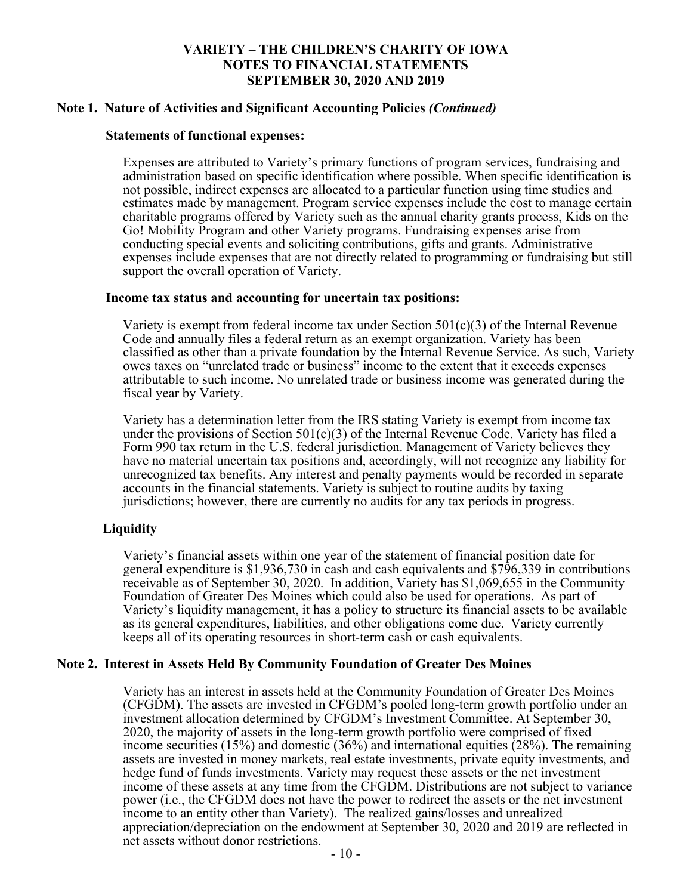# VARIETY – THE CHILDREN'S CHARITY OF IOWA
## NOTES TO FINANCIAL STATEMENTS
## SEPTEMBER 30, 2020 AND 2019

### Note 1. Nature of Activities and Significant Accounting Policies *(Continued)*

**Statements of functional expenses:**

Expenses are attributed to Variety's primary functions of program services, fundraising and administration based on specific identification where possible. When specific identification is not possible, indirect expenses are allocated to a particular function using time studies and estimates made by management. Program service expenses include the cost to manage certain charitable programs offered by Variety such as the annual charity grants process, Kids on the Go! Mobility Program and other Variety programs. Fundraising expenses arise from conducting special events and soliciting contributions, gifts and grants. Administrative expenses include expenses that are not directly related to programming or fundraising but still support the overall operation of Variety.

**Income tax status and accounting for uncertain tax positions:**

Variety is exempt from federal income tax under Section 501(c)(3) of the Internal Revenue Code and annually files a federal return as an exempt organization. Variety has been classified as other than a private foundation by the Internal Revenue Service. As such, Variety owes taxes on "unrelated trade or business" income to the extent that it exceeds expenses attributable to such income. No unrelated trade or business income was generated during the fiscal year by Variety.

Variety has a determination letter from the IRS stating Variety is exempt from income tax under the provisions of Section 501(c)(3) of the Internal Revenue Code. Variety has filed a Form 990 tax return in the U.S. federal jurisdiction. Management of Variety believes they have no material uncertain tax positions and, accordingly, will not recognize any liability for unrecognized tax benefits. Any interest and penalty payments would be recorded in separate accounts in the financial statements. Variety is subject to routine audits by taxing jurisdictions; however, there are currently no audits for any tax periods in progress.

**Liquidity**

Variety's financial assets within one year of the statement of financial position date for general expenditure is $1,936,730 in cash and cash equivalents and $796,339 in contributions receivable as of September 30, 2020. In addition, Variety has $1,069,655 in the Community Foundation of Greater Des Moines which could also be used for operations. As part of Variety's liquidity management, it has a policy to structure its financial assets to be available as its general expenditures, liabilities, and other obligations come due. Variety currently keeps all of its operating resources in short-term cash or cash equivalents.

### Note 2. Interest in Assets Held By Community Foundation of Greater Des Moines

Variety has an interest in assets held at the Community Foundation of Greater Des Moines (CFGDM). The assets are invested in CFGDM's pooled long-term growth portfolio under an investment allocation determined by CFGDM's Investment Committee. At September 30, 2020, the majority of assets in the long-term growth portfolio were comprised of fixed income securities (15%) and domestic (36%) and international equities (28%). The remaining assets are invested in money markets, real estate investments, private equity investments, and hedge fund of funds investments. Variety may request these assets or the net investment income of these assets at any time from the CFGDM. Distributions are not subject to variance power (i.e., the CFGDM does not have the power to redirect the assets or the net investment income to an entity other than Variety). The realized gains/losses and unrealized appreciation/depreciation on the endowment at September 30, 2020 and 2019 are reflected in net assets without donor restrictions.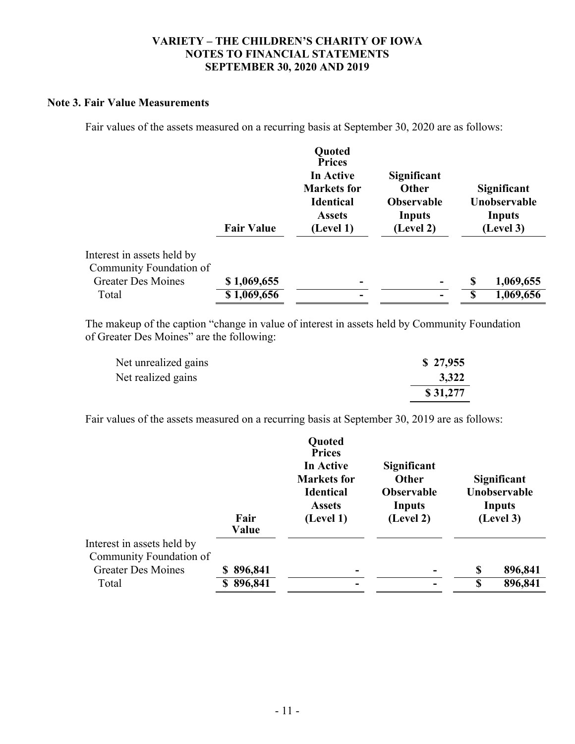## Note 3. Fair Value Measurements

Fair values of the assets measured on a recurring basis at September 30, 2020 are as follows:

| | Fair Value | Quoted Prices In Active Markets for Identical Assets (Level 1) | Significant Other Observable Inputs (Level 2) | Significant Unobservable Inputs (Level 3) |
|---|---|---|---|---|
| Interest in assets held by Community Foundation of Greater Des Moines | $ 1,069,655 | - | - | $ 1,069,655 |
| Total | $ 1,069,656 | - | - | $ 1,069,656 |

The makeup of the caption "change in value of interest in assets held by Community Foundation of Greater Des Moines" are the following:

| | |
|---|---|
| Net unrealized gains | $ 27,955 |
| Net realized gains | 3,322 |
| | $ 31,277 |

Fair values of the assets measured on a recurring basis at September 30, 2019 are as follows:

| | Fair Value | Quoted Prices In Active Markets for Identical Assets (Level 1) | Significant Other Observable Inputs (Level 2) | Significant Unobservable Inputs (Level 3) |
|---|---|---|---|---|
| Interest in assets held by Community Foundation of Greater Des Moines | $ 896,841 | - | - | $ 896,841 |
| Total | $ 896,841 | - | - | $ 896,841 |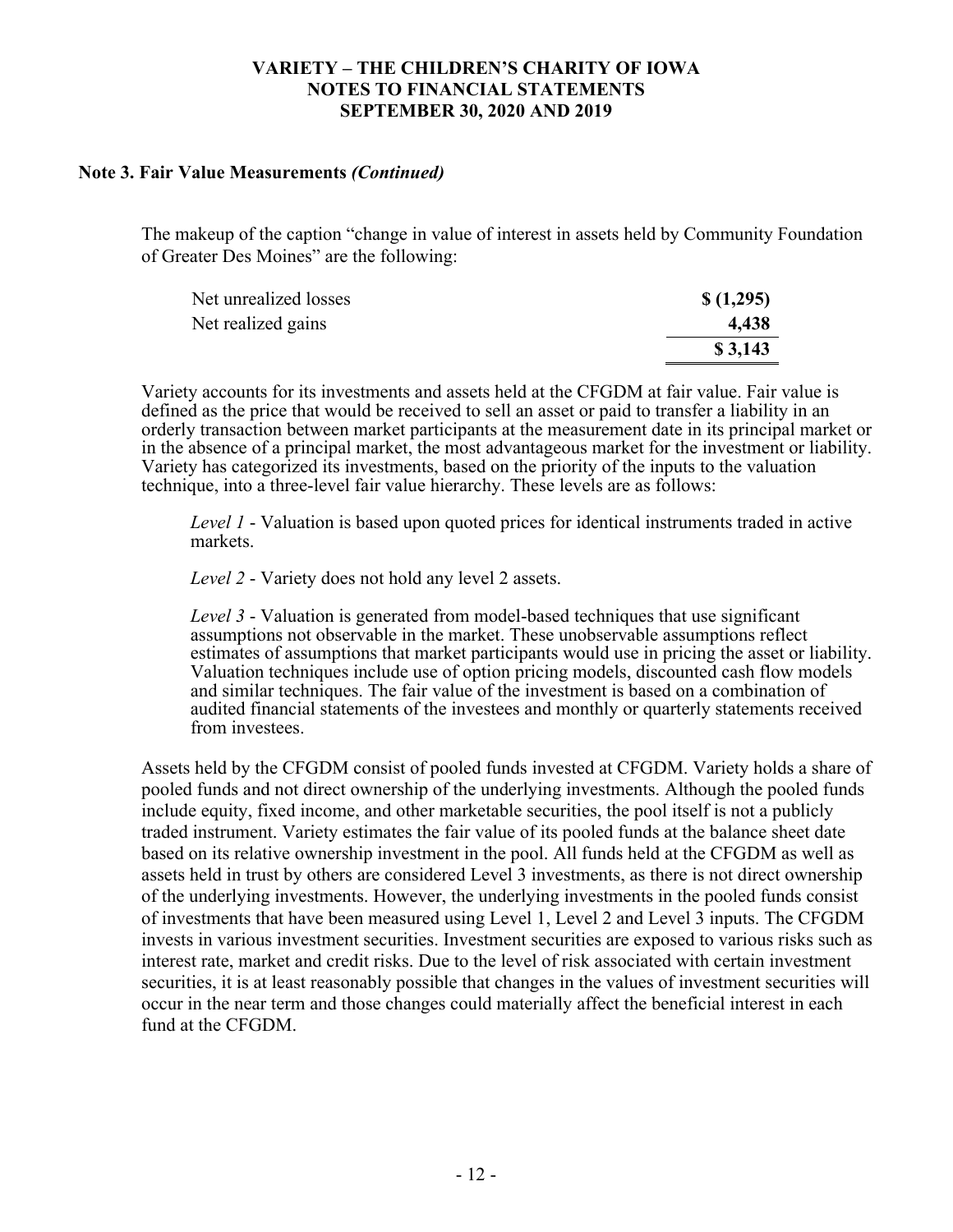### Note 3. Fair Value Measurements *(Continued)*

The makeup of the caption "change in value of interest in assets held by Community Foundation of Greater Des Moines" are the following:

| | |
|---|---|
| Net unrealized losses | **$ (1,295)** |
| Net realized gains | **4,438** |
| | **$ 3,143** |

Variety accounts for its investments and assets held at the CFGDM at fair value. Fair value is defined as the price that would be received to sell an asset or paid to transfer a liability in an orderly transaction between market participants at the measurement date in its principal market or in the absence of a principal market, the most advantageous market for the investment or liability. Variety has categorized its investments, based on the priority of the inputs to the valuation technique, into a three-level fair value hierarchy. These levels are as follows:

*Level 1* - Valuation is based upon quoted prices for identical instruments traded in active markets.

*Level 2* - Variety does not hold any level 2 assets.

*Level 3* - Valuation is generated from model-based techniques that use significant assumptions not observable in the market. These unobservable assumptions reflect estimates of assumptions that market participants would use in pricing the asset or liability. Valuation techniques include use of option pricing models, discounted cash flow models and similar techniques. The fair value of the investment is based on a combination of audited financial statements of the investees and monthly or quarterly statements received from investees.

Assets held by the CFGDM consist of pooled funds invested at CFGDM. Variety holds a share of pooled funds and not direct ownership of the underlying investments. Although the pooled funds include equity, fixed income, and other marketable securities, the pool itself is not a publicly traded instrument. Variety estimates the fair value of its pooled funds at the balance sheet date based on its relative ownership investment in the pool. All funds held at the CFGDM as well as assets held in trust by others are considered Level 3 investments, as there is not direct ownership of the underlying investments. However, the underlying investments in the pooled funds consist of investments that have been measured using Level 1, Level 2 and Level 3 inputs. The CFGDM invests in various investment securities. Investment securities are exposed to various risks such as interest rate, market and credit risks. Due to the level of risk associated with certain investment securities, it is at least reasonably possible that changes in the values of investment securities will occur in the near term and those changes could materially affect the beneficial interest in each fund at the CFGDM.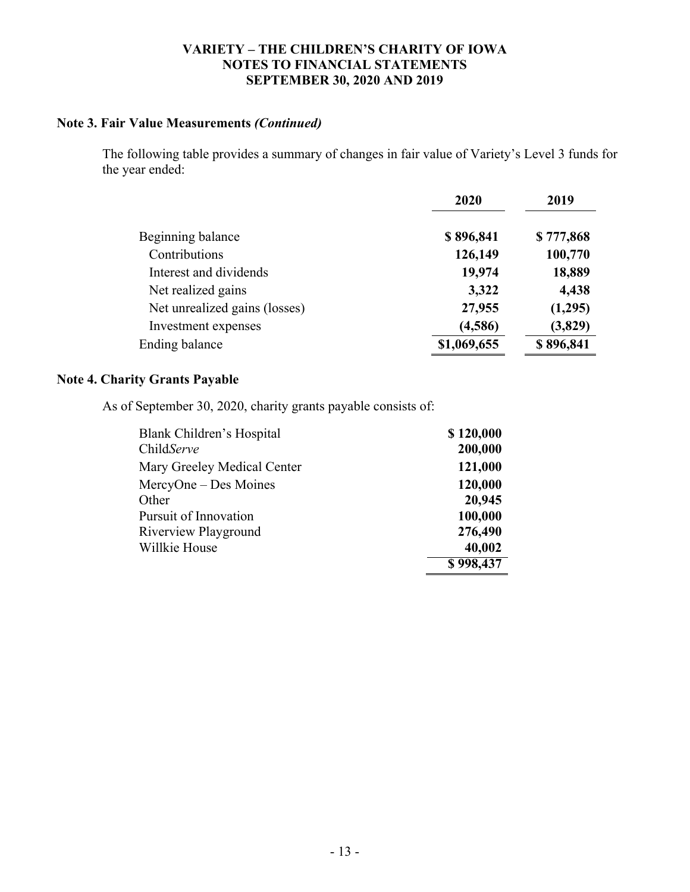### Note 3. Fair Value Measurements *(Continued)*

The following table provides a summary of changes in fair value of Variety's Level 3 funds for the year ended:

| | 2020 | 2019 |
|---|---|---|
| Beginning balance | $ 896,841 | $ 777,868 |
| Contributions | 126,149 | 100,770 |
| Interest and dividends | 19,974 | 18,889 |
| Net realized gains | 3,322 | 4,438 |
| Net unrealized gains (losses) | 27,955 | (1,295) |
| Investment expenses | (4,586) | (3,829) |
| Ending balance | $1,069,655 | $ 896,841 |

### Note 4. Charity Grants Payable

As of September 30, 2020, charity grants payable consists of:

| | |
|---|---|
| Blank Children's Hospital | $ 120,000 |
| Child*Serve* | 200,000 |
| Mary Greeley Medical Center | 121,000 |
| MercyOne – Des Moines | 120,000 |
| Other | 20,945 |
| Pursuit of Innovation | 100,000 |
| Riverview Playground | 276,490 |
| Willkie House | 40,002 |
| | $ 998,437 |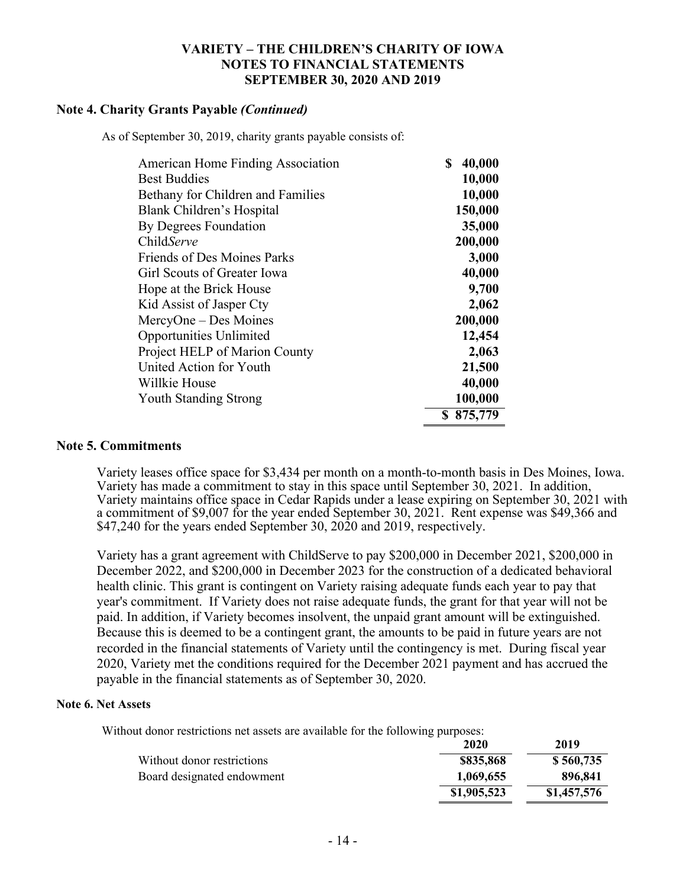## Note 4. Charity Grants Payable *(Continued)*

As of September 30, 2019, charity grants payable consists of:

| | |
|---|---|
| American Home Finding Association | $ 40,000 |
| Best Buddies | 10,000 |
| Bethany for Children and Families | 10,000 |
| Blank Children's Hospital | 150,000 |
| By Degrees Foundation | 35,000 |
| Child*Serve* | 200,000 |
| Friends of Des Moines Parks | 3,000 |
| Girl Scouts of Greater Iowa | 40,000 |
| Hope at the Brick House | 9,700 |
| Kid Assist of Jasper Cty | 2,062 |
| MercyOne – Des Moines | 200,000 |
| Opportunities Unlimited | 12,454 |
| Project HELP of Marion County | 2,063 |
| United Action for Youth | 21,500 |
| Willkie House | 40,000 |
| Youth Standing Strong | 100,000 |
| | $ 875,779 |

## Note 5. Commitments

Variety leases office space for $3,434 per month on a month-to-month basis in Des Moines, Iowa. Variety has made a commitment to stay in this space until September 30, 2021. In addition, Variety maintains office space in Cedar Rapids under a lease expiring on September 30, 2021 with a commitment of $9,007 for the year ended September 30, 2021. Rent expense was $49,366 and $47,240 for the years ended September 30, 2020 and 2019, respectively.

Variety has a grant agreement with ChildServe to pay $200,000 in December 2021, $200,000 in December 2022, and $200,000 in December 2023 for the construction of a dedicated behavioral health clinic. This grant is contingent on Variety raising adequate funds each year to pay that year's commitment. If Variety does not raise adequate funds, the grant for that year will not be paid. In addition, if Variety becomes insolvent, the unpaid grant amount will be extinguished. Because this is deemed to be a contingent grant, the amounts to be paid in future years are not recorded in the financial statements of Variety until the contingency is met. During fiscal year 2020, Variety met the conditions required for the December 2021 payment and has accrued the payable in the financial statements as of September 30, 2020.

## Note 6. Net Assets

Without donor restrictions net assets are available for the following purposes:

| | 2020 | 2019 |
|---|---|---|
| Without donor restrictions | $835,868 | $ 560,735 |
| Board designated endowment | 1,069,655 | 896,841 |
| | $1,905,523 | $1,457,576 |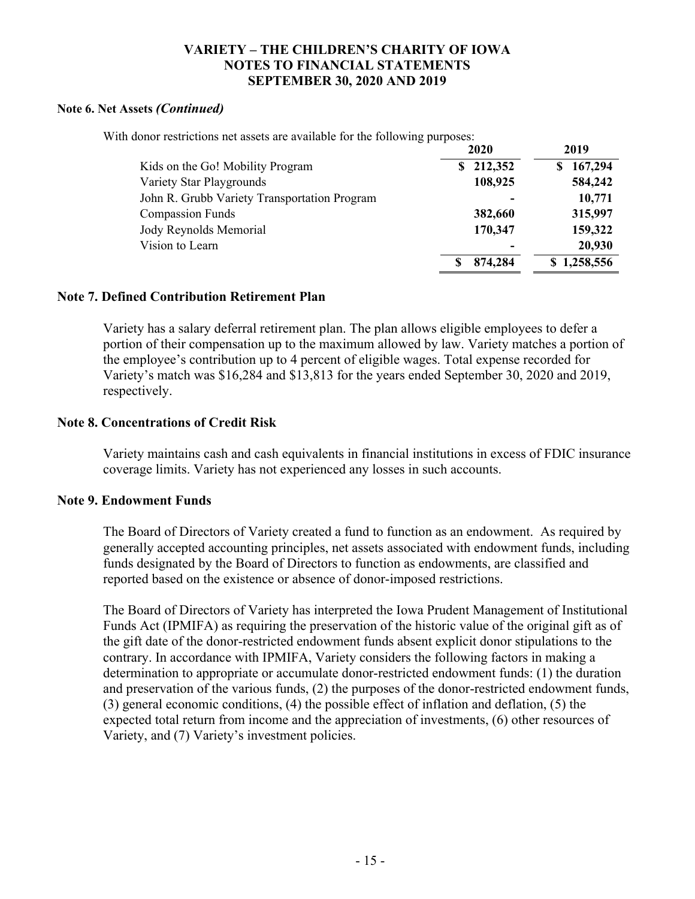**Note 6. Net Assets *(Continued)***

With donor restrictions net assets are available for the following purposes:

| | 2020 | 2019 |
|---|---|---|
| Kids on the Go! Mobility Program | $ 212,352 | $ 167,294 |
| Variety Star Playgrounds | 108,925 | 584,242 |
| John R. Grubb Variety Transportation Program | - | 10,771 |
| Compassion Funds | 382,660 | 315,997 |
| Jody Reynolds Memorial | 170,347 | 159,322 |
| Vision to Learn | - | 20,930 |
| | $ 874,284 | $ 1,258,556 |

## Note 7. Defined Contribution Retirement Plan

Variety has a salary deferral retirement plan. The plan allows eligible employees to defer a portion of their compensation up to the maximum allowed by law. Variety matches a portion of the employee's contribution up to 4 percent of eligible wages. Total expense recorded for Variety's match was $16,284 and $13,813 for the years ended September 30, 2020 and 2019, respectively.

## Note 8. Concentrations of Credit Risk

Variety maintains cash and cash equivalents in financial institutions in excess of FDIC insurance coverage limits. Variety has not experienced any losses in such accounts.

## Note 9. Endowment Funds

The Board of Directors of Variety created a fund to function as an endowment. As required by generally accepted accounting principles, net assets associated with endowment funds, including funds designated by the Board of Directors to function as endowments, are classified and reported based on the existence or absence of donor-imposed restrictions.

The Board of Directors of Variety has interpreted the Iowa Prudent Management of Institutional Funds Act (IPMIFA) as requiring the preservation of the historic value of the original gift as of the gift date of the donor-restricted endowment funds absent explicit donor stipulations to the contrary. In accordance with IPMIFA, Variety considers the following factors in making a determination to appropriate or accumulate donor-restricted endowment funds: (1) the duration and preservation of the various funds, (2) the purposes of the donor-restricted endowment funds, (3) general economic conditions, (4) the possible effect of inflation and deflation, (5) the expected total return from income and the appreciation of investments, (6) other resources of Variety, and (7) Variety's investment policies.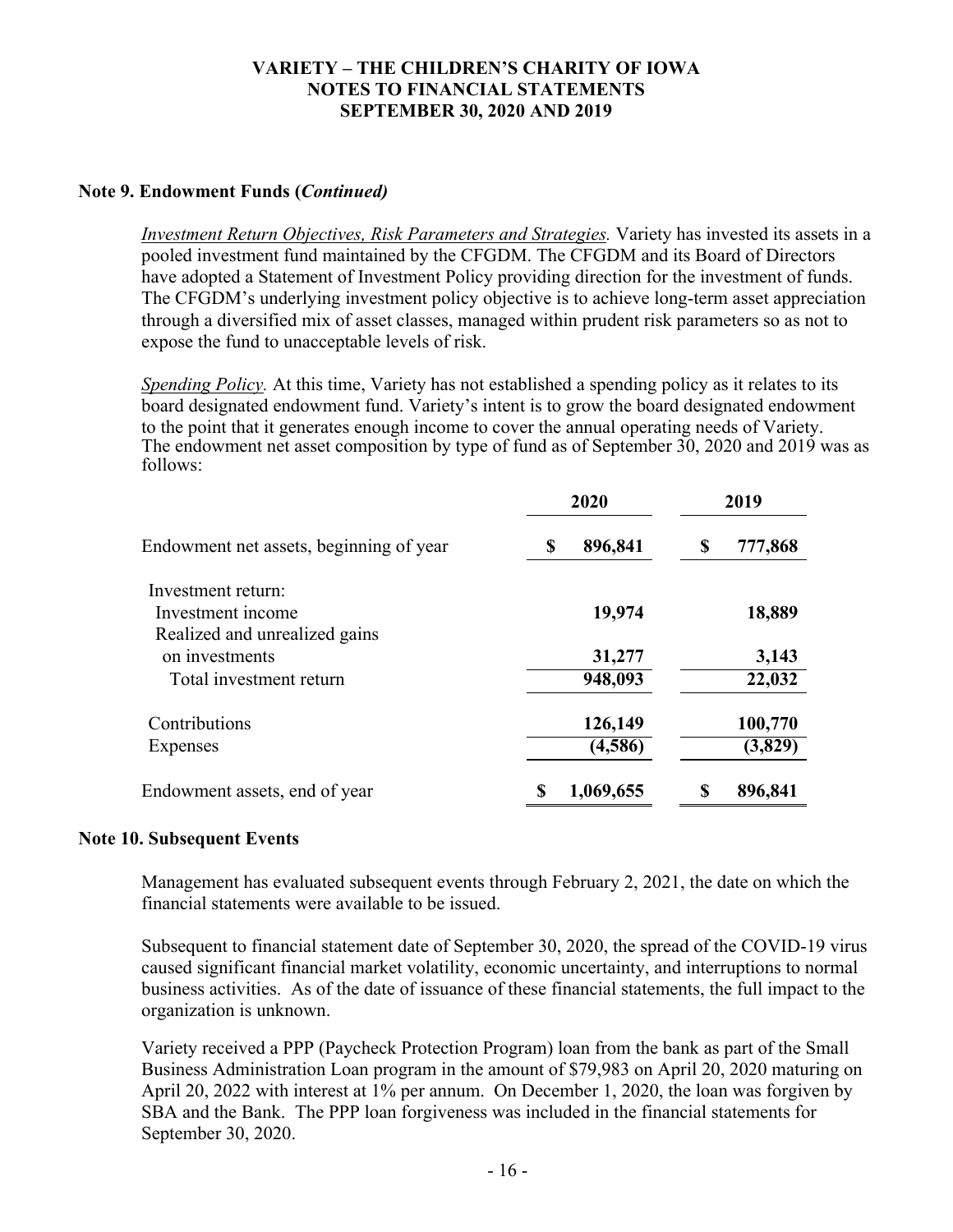### Note 9. Endowment Funds (*Continued*)

*Investment Return Objectives, Risk Parameters and Strategies.* Variety has invested its assets in a pooled investment fund maintained by the CFGDM. The CFGDM and its Board of Directors have adopted a Statement of Investment Policy providing direction for the investment of funds. The CFGDM's underlying investment policy objective is to achieve long-term asset appreciation through a diversified mix of asset classes, managed within prudent risk parameters so as not to expose the fund to unacceptable levels of risk.

*Spending Policy.* At this time, Variety has not established a spending policy as it relates to its board designated endowment fund. Variety's intent is to grow the board designated endowment to the point that it generates enough income to cover the annual operating needs of Variety. The endowment net asset composition by type of fund as of September 30, 2020 and 2019 was as follows:

| | 2020 | 2019 |
|---|---|---|
| Endowment net assets, beginning of year | $ 896,841 | $ 777,868 |
| Investment return: | | |
| Investment income | 19,974 | 18,889 |
| Realized and unrealized gains on investments | 31,277 | 3,143 |
| Total investment return | 948,093 | 22,032 |
| Contributions | 126,149 | 100,770 |
| Expenses | (4,586) | (3,829) |
| Endowment assets, end of year | $ 1,069,655 | $ 896,841 |

### Note 10. Subsequent Events

Management has evaluated subsequent events through February 2, 2021, the date on which the financial statements were available to be issued.

Subsequent to financial statement date of September 30, 2020, the spread of the COVID-19 virus caused significant financial market volatility, economic uncertainty, and interruptions to normal business activities. As of the date of issuance of these financial statements, the full impact to the organization is unknown.

Variety received a PPP (Paycheck Protection Program) loan from the bank as part of the Small Business Administration Loan program in the amount of $79,983 on April 20, 2020 maturing on April 20, 2022 with interest at 1% per annum. On December 1, 2020, the loan was forgiven by SBA and the Bank. The PPP loan forgiveness was included in the financial statements for September 30, 2020.